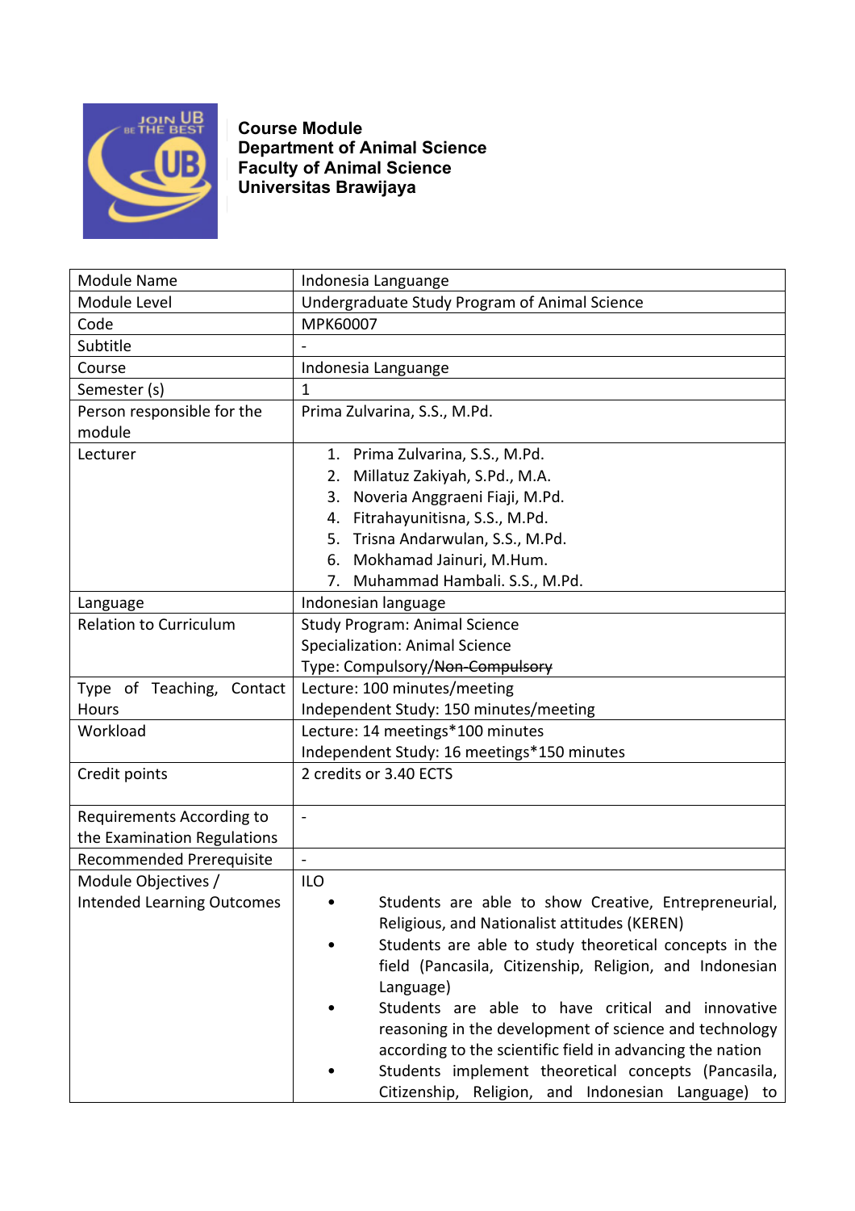**Course Module**
**Department of Animal Science**
**Faculty of Animal Science**
**Universitas Brawijaya**

| | |
|---|---|
| Module Name | Indonesia Languange |
| Module Level | Undergraduate Study Program of Animal Science |
| Code | MPK60007 |
| Subtitle | - |
| Course | Indonesia Languange |
| Semester (s) | 1 |
| Person responsible for the module | Prima Zulvarina, S.S., M.Pd. |
| Lecturer | 1. Prima Zulvarina, S.S., M.Pd.<br>2. Millatuz Zakiyah, S.Pd., M.A.<br>3. Noveria Anggraeni Fiaji, M.Pd.<br>4. Fitrahayunitisna, S.S., M.Pd.<br>5. Trisna Andarwulan, S.S., M.Pd.<br>6. Mokhamad Jainuri, M.Hum.<br>7. Muhammad Hambali. S.S., M.Pd. |
| Language | Indonesian language |
| Relation to Curriculum | Study Program: Animal Science<br>Specialization: Animal Science<br>Type: Compulsory/~~Non-Compulsory~~ |
| Type of Teaching, Contact Hours | Lecture: 100 minutes/meeting<br>Independent Study: 150 minutes/meeting |
| Workload | Lecture: 14 meetings*100 minutes<br>Independent Study: 16 meetings*150 minutes |
| Credit points | 2 credits or 3.40 ECTS |
| Requirements According to the Examination Regulations | - |
| Recommended Prerequisite | - |
| Module Objectives / Intended Learning Outcomes | ILO<br>• Students are able to show Creative, Entrepreneurial, Religious, and Nationalist attitudes (KEREN)<br>• Students are able to study theoretical concepts in the field (Pancasila, Citizenship, Religion, and Indonesian Language)<br>• Students are able to have critical and innovative reasoning in the development of science and technology according to the scientific field in advancing the nation<br>• Students implement theoretical concepts (Pancasila, Citizenship, Religion, and Indonesian Language) to |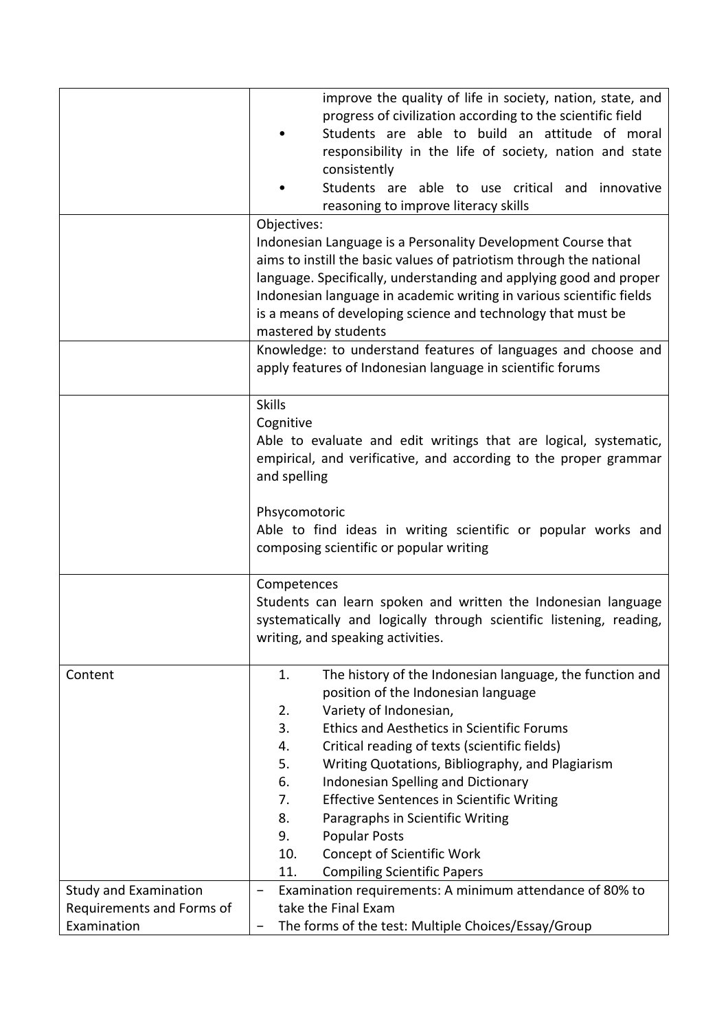| | |
|---|---|
| | improve the quality of life in society, nation, state, and progress of civilization according to the scientific field<br>• Students are able to build an attitude of moral responsibility in the life of society, nation and state consistently<br>• Students are able to use critical and innovative reasoning to improve literacy skills |
| | Objectives:<br>Indonesian Language is a Personality Development Course that aims to instill the basic values of patriotism through the national language. Specifically, understanding and applying good and proper Indonesian language in academic writing in various scientific fields is a means of developing science and technology that must be mastered by students |
| | Knowledge: to understand features of languages and choose and apply features of Indonesian language in scientific forums |
| | Skills<br>Cognitive<br>Able to evaluate and edit writings that are logical, systematic, empirical, and verificative, and according to the proper grammar and spelling<br><br>Phsycomotoric<br>Able to find ideas in writing scientific or popular works and composing scientific or popular writing |
| | Competences<br>Students can learn spoken and written the Indonesian language systematically and logically through scientific listening, reading, writing, and speaking activities. |
| Content | 1. The history of the Indonesian language, the function and position of the Indonesian language<br>2. Variety of Indonesian,<br>3. Ethics and Aesthetics in Scientific Forums<br>4. Critical reading of texts (scientific fields)<br>5. Writing Quotations, Bibliography, and Plagiarism<br>6. Indonesian Spelling and Dictionary<br>7. Effective Sentences in Scientific Writing<br>8. Paragraphs in Scientific Writing<br>9. Popular Posts<br>10. Concept of Scientific Work<br>11. Compiling Scientific Papers |
| Study and Examination Requirements and Forms of Examination | − Examination requirements: A minimum attendance of 80% to take the Final Exam<br>− The forms of the test: Multiple Choices/Essay/Group |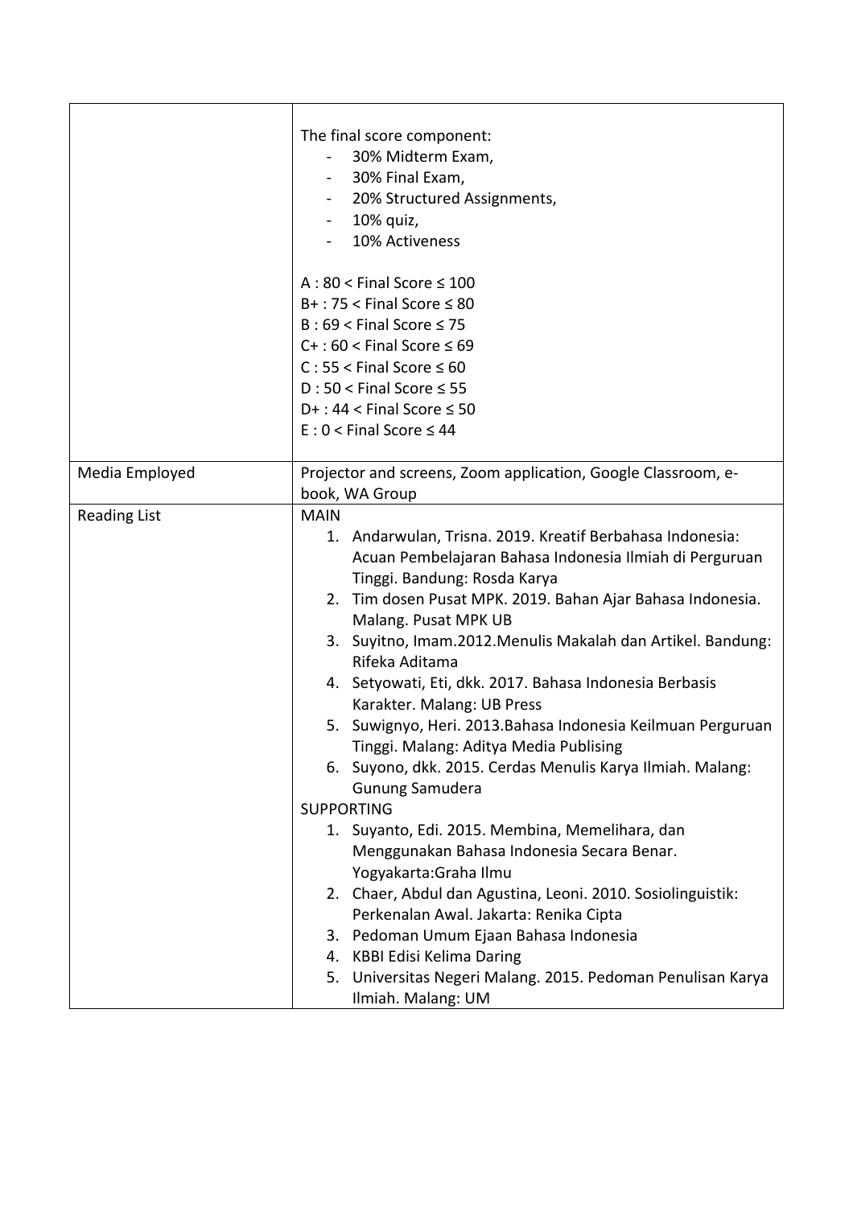| | |
|---|---|
| | The final score component:<br>- 30% Midterm Exam,<br>- 30% Final Exam,<br>- 20% Structured Assignments,<br>- 10% quiz,<br>- 10% Activeness<br><br>A : 80 < Final Score ≤ 100<br>B+ : 75 < Final Score ≤ 80<br>B : 69 < Final Score ≤ 75<br>C+ : 60 < Final Score ≤ 69<br>C : 55 < Final Score ≤ 60<br>D : 50 < Final Score ≤ 55<br>D+ : 44 < Final Score ≤ 50<br>E : 0 < Final Score ≤ 44 |
| Media Employed | Projector and screens, Zoom application, Google Classroom, e-book, WA Group |
| Reading List | MAIN<br>1. Andarwulan, Trisna. 2019. Kreatif Berbahasa Indonesia: Acuan Pembelajaran Bahasa Indonesia Ilmiah di Perguruan Tinggi. Bandung: Rosda Karya<br>2. Tim dosen Pusat MPK. 2019. Bahan Ajar Bahasa Indonesia. Malang. Pusat MPK UB<br>3. Suyitno, Imam.2012.Menulis Makalah dan Artikel. Bandung: Rifeka Aditama<br>4. Setyowati, Eti, dkk. 2017. Bahasa Indonesia Berbasis Karakter. Malang: UB Press<br>5. Suwignyo, Heri. 2013.Bahasa Indonesia Keilmuan Perguruan Tinggi. Malang: Aditya Media Publising<br>6. Suyono, dkk. 2015. Cerdas Menulis Karya Ilmiah. Malang: Gunung Samudera<br>SUPPORTING<br>1. Suyanto, Edi. 2015. Membina, Memelihara, dan Menggunakan Bahasa Indonesia Secara Benar. Yogyakarta:Graha Ilmu<br>2. Chaer, Abdul dan Agustina, Leoni. 2010. Sosiolinguistik: Perkenalan Awal. Jakarta: Renika Cipta<br>3. Pedoman Umum Ejaan Bahasa Indonesia<br>4. KBBI Edisi Kelima Daring<br>5. Universitas Negeri Malang. 2015. Pedoman Penulisan Karya Ilmiah. Malang: UM |